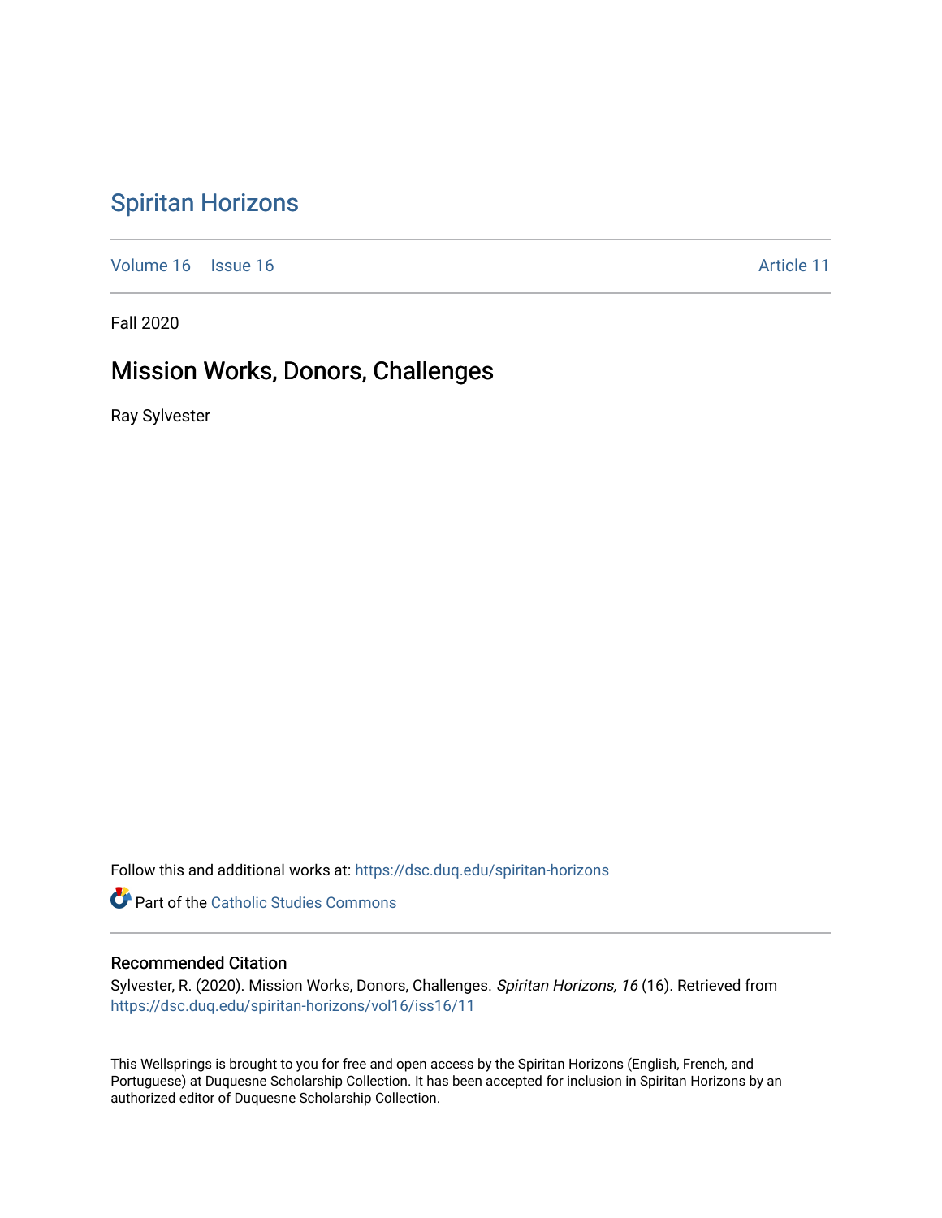# Spiritan Horizons

Volume 16 | Issue 16 | Article 11

Fall 2020

## Mission Works, Donors, Challenges

Ray Sylvester

Follow this and additional works at: https://dsc.duq.edu/spiritan-horizons

Part of the Catholic Studies Commons

### Recommended Citation

Sylvester, R. (2020). Mission Works, Donors, Challenges. *Spiritan Horizons, 16* (16). Retrieved from https://dsc.duq.edu/spiritan-horizons/vol16/iss16/11

This Wellsprings is brought to you for free and open access by the Spiritan Horizons (English, French, and Portuguese) at Duquesne Scholarship Collection. It has been accepted for inclusion in Spiritan Horizons by an authorized editor of Duquesne Scholarship Collection.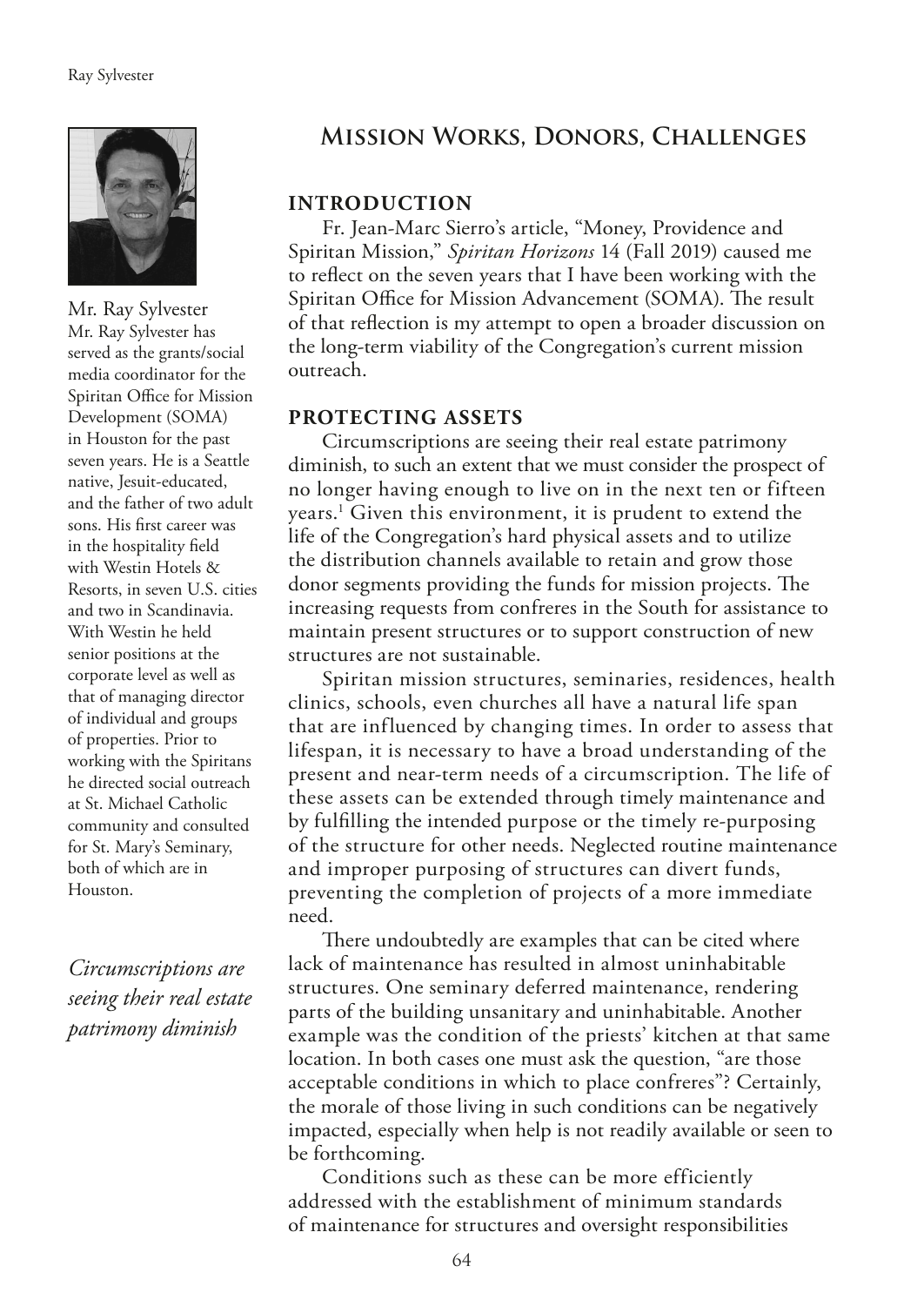# Mission Works, Donors, Challenges

Mr. Ray Sylvester

Mr. Ray Sylvester has served as the grants/social media coordinator for the Spiritan Office for Mission Development (SOMA) in Houston for the past seven years. He is a Seattle native, Jesuit-educated, and the father of two adult sons. His first career was in the hospitality field with Westin Hotels & Resorts, in seven U.S. cities and two in Scandinavia. With Westin he held senior positions at the corporate level as well as that of managing director of individual and groups of properties. Prior to working with the Spiritans he directed social outreach at St. Michael Catholic community and consulted for St. Mary's Seminary, both of which are in Houston.

*Circumscriptions are seeing their real estate patrimony diminish*

## INTRODUCTION

Fr. Jean-Marc Sierro's article, "Money, Providence and Spiritan Mission," *Spiritan Horizons* 14 (Fall 2019) caused me to reflect on the seven years that I have been working with the Spiritan Office for Mission Advancement (SOMA). The result of that reflection is my attempt to open a broader discussion on the long-term viability of the Congregation's current mission outreach.

## PROTECTING ASSETS

Circumscriptions are seeing their real estate patrimony diminish, to such an extent that we must consider the prospect of no longer having enough to live on in the next ten or fifteen years.[1] Given this environment, it is prudent to extend the life of the Congregation's hard physical assets and to utilize the distribution channels available to retain and grow those donor segments providing the funds for mission projects. The increasing requests from confreres in the South for assistance to maintain present structures or to support construction of new structures are not sustainable.

Spiritan mission structures, seminaries, residences, health clinics, schools, even churches all have a natural life span that are influenced by changing times. In order to assess that lifespan, it is necessary to have a broad understanding of the present and near-term needs of a circumscription. The life of these assets can be extended through timely maintenance and by fulfilling the intended purpose or the timely re-purposing of the structure for other needs. Neglected routine maintenance and improper purposing of structures can divert funds, preventing the completion of projects of a more immediate need.

There undoubtedly are examples that can be cited where lack of maintenance has resulted in almost uninhabitable structures. One seminary deferred maintenance, rendering parts of the building unsanitary and uninhabitable. Another example was the condition of the priests' kitchen at that same location. In both cases one must ask the question, "are those acceptable conditions in which to place confreres"? Certainly, the morale of those living in such conditions can be negatively impacted, especially when help is not readily available or seen to be forthcoming.

Conditions such as these can be more efficiently addressed with the establishment of minimum standards of maintenance for structures and oversight responsibilities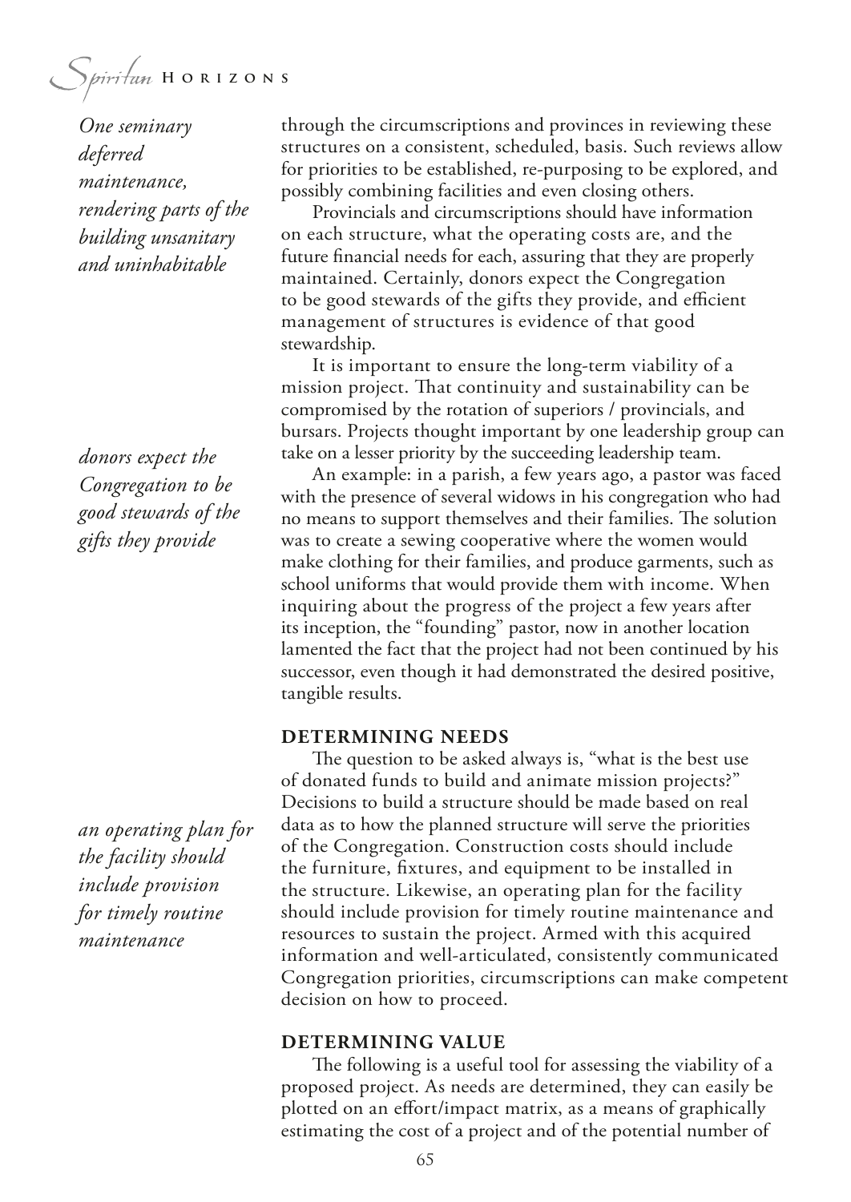*One seminary deferred maintenance, rendering parts of the building unsanitary and uninhabitable*

through the circumscriptions and provinces in reviewing these structures on a consistent, scheduled, basis. Such reviews allow for priorities to be established, re-purposing to be explored, and possibly combining facilities and even closing others.

Provincials and circumscriptions should have information on each structure, what the operating costs are, and the future financial needs for each, assuring that they are properly maintained. Certainly, donors expect the Congregation to be good stewards of the gifts they provide, and efficient management of structures is evidence of that good stewardship.

*donors expect the Congregation to be good stewards of the gifts they provide*

It is important to ensure the long-term viability of a mission project. That continuity and sustainability can be compromised by the rotation of superiors / provincials, and bursars. Projects thought important by one leadership group can take on a lesser priority by the succeeding leadership team.

An example: in a parish, a few years ago, a pastor was faced with the presence of several widows in his congregation who had no means to support themselves and their families. The solution was to create a sewing cooperative where the women would make clothing for their families, and produce garments, such as school uniforms that would provide them with income. When inquiring about the progress of the project a few years after its inception, the "founding" pastor, now in another location lamented the fact that the project had not been continued by his successor, even though it had demonstrated the desired positive, tangible results.

## DETERMINING NEEDS

The question to be asked always is, "what is the best use of donated funds to build and animate mission projects?" Decisions to build a structure should be made based on real data as to how the planned structure will serve the priorities of the Congregation. Construction costs should include the furniture, fixtures, and equipment to be installed in the structure. Likewise, an operating plan for the facility should include provision for timely routine maintenance and resources to sustain the project. Armed with this acquired information and well-articulated, consistently communicated Congregation priorities, circumscriptions can make competent decision on how to proceed.

*an operating plan for the facility should include provision for timely routine maintenance*

## DETERMINING VALUE

The following is a useful tool for assessing the viability of a proposed project. As needs are determined, they can easily be plotted on an effort/impact matrix, as a means of graphically estimating the cost of a project and of the potential number of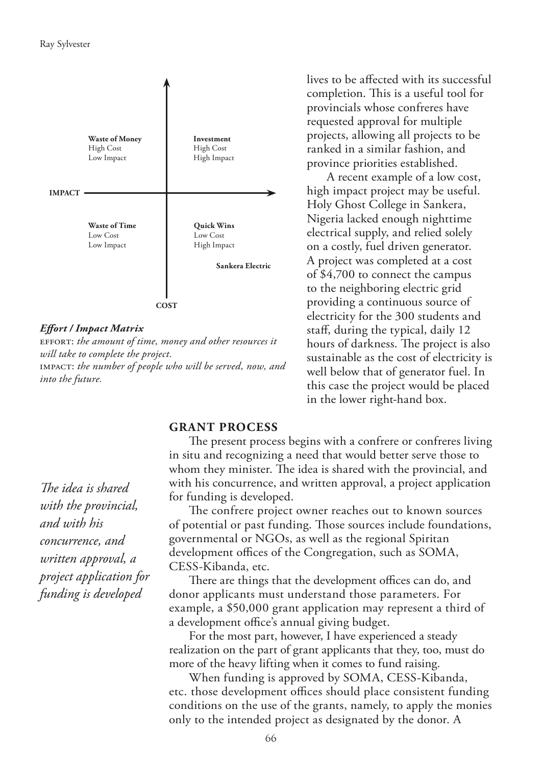| | |
|---|---|
| **Waste of Money**<br>High Cost<br>Low Impact | **Investment**<br>High Cost<br>High Impact |
| **Waste of Time**<br>Low Cost<br>Low Impact | **Quick Wins**<br>Low Cost<br>High Impact<br><br>**Sankera Electric** |

**IMPACT** (horizontal axis) — **COST** (vertical axis)

***Effort / Impact Matrix***

EFFORT: *the amount of time, money and other resources it will take to complete the project.*

IMPACT: *the number of people who will be served, now, and into the future.*

lives to be affected with its successful completion. This is a useful tool for provincials whose confreres have requested approval for multiple projects, allowing all projects to be ranked in a similar fashion, and province priorities established.

A recent example of a low cost, high impact project may be useful. Holy Ghost College in Sankera, Nigeria lacked enough nighttime electrical supply, and relied solely on a costly, fuel driven generator. A project was completed at a cost of $4,700 to connect the campus to the neighboring electric grid providing a continuous source of electricity for the 300 students and staff, during the typical, daily 12 hours of darkness. The project is also sustainable as the cost of electricity is well below that of generator fuel. In this case the project would be placed in the lower right-hand box.

## GRANT PROCESS

The present process begins with a confrere or confreres living in situ and recognizing a need that would better serve those to whom they minister. The idea is shared with the provincial, and with his concurrence, and written approval, a project application for funding is developed.

*The idea is shared with the provincial, and with his concurrence, and written approval, a project application for funding is developed*

The confrere project owner reaches out to known sources of potential or past funding. Those sources include foundations, governmental or NGOs, as well as the regional Spiritan development offices of the Congregation, such as SOMA, CESS-Kibanda, etc.

There are things that the development offices can do, and donor applicants must understand those parameters. For example, a $50,000 grant application may represent a third of a development office's annual giving budget.

For the most part, however, I have experienced a steady realization on the part of grant applicants that they, too, must do more of the heavy lifting when it comes to fund raising.

When funding is approved by SOMA, CESS-Kibanda, etc. those development offices should place consistent funding conditions on the use of the grants, namely, to apply the monies only to the intended project as designated by the donor. A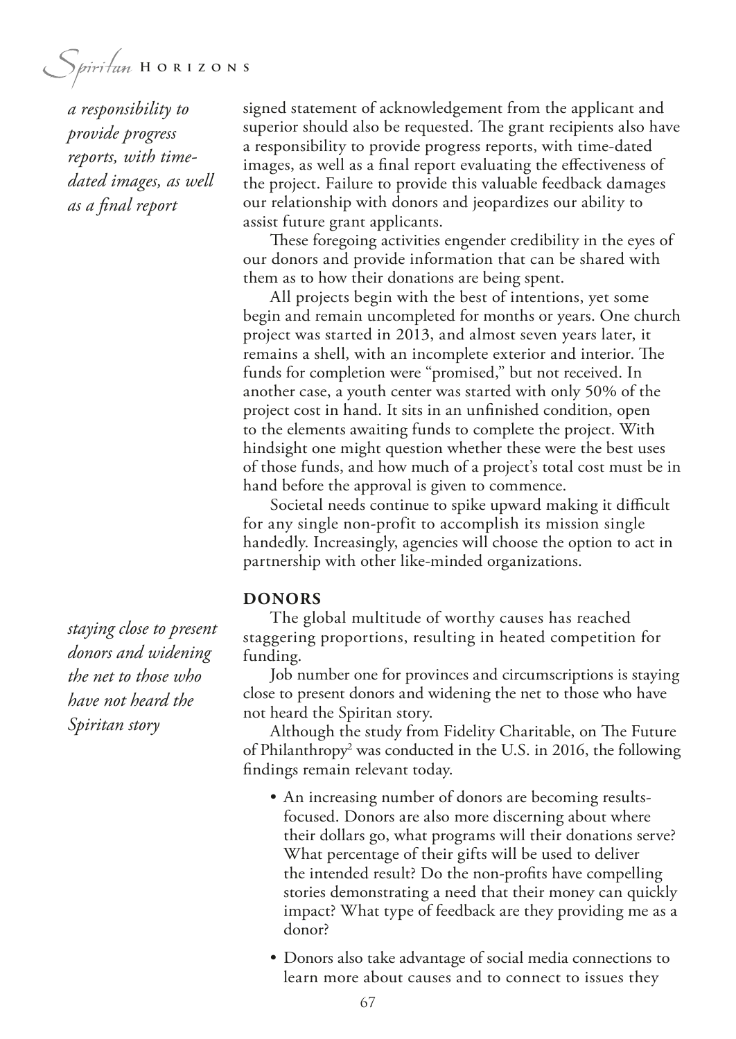*a responsibility to provide progress reports, with time-dated images, as well as a final report*

signed statement of acknowledgement from the applicant and superior should also be requested. The grant recipients also have a responsibility to provide progress reports, with time-dated images, as well as a final report evaluating the effectiveness of the project. Failure to provide this valuable feedback damages our relationship with donors and jeopardizes our ability to assist future grant applicants.

These foregoing activities engender credibility in the eyes of our donors and provide information that can be shared with them as to how their donations are being spent.

All projects begin with the best of intentions, yet some begin and remain uncompleted for months or years. One church project was started in 2013, and almost seven years later, it remains a shell, with an incomplete exterior and interior. The funds for completion were "promised," but not received. In another case, a youth center was started with only 50% of the project cost in hand. It sits in an unfinished condition, open to the elements awaiting funds to complete the project. With hindsight one might question whether these were the best uses of those funds, and how much of a project's total cost must be in hand before the approval is given to commence.

Societal needs continue to spike upward making it difficult for any single non-profit to accomplish its mission single handedly. Increasingly, agencies will choose the option to act in partnership with other like-minded organizations.

### DONORS

*staying close to present donors and widening the net to those who have not heard the Spiritan story*

The global multitude of worthy causes has reached staggering proportions, resulting in heated competition for funding.

Job number one for provinces and circumscriptions is staying close to present donors and widening the net to those who have not heard the Spiritan story.

Although the study from Fidelity Charitable, on The Future of Philanthropy[2] was conducted in the U.S. in 2016, the following findings remain relevant today.

- An increasing number of donors are becoming results-focused. Donors are also more discerning about where their dollars go, what programs will their donations serve? What percentage of their gifts will be used to deliver the intended result? Do the non-profits have compelling stories demonstrating a need that their money can quickly impact? What type of feedback are they providing me as a donor?
- Donors also take advantage of social media connections to learn more about causes and to connect to issues they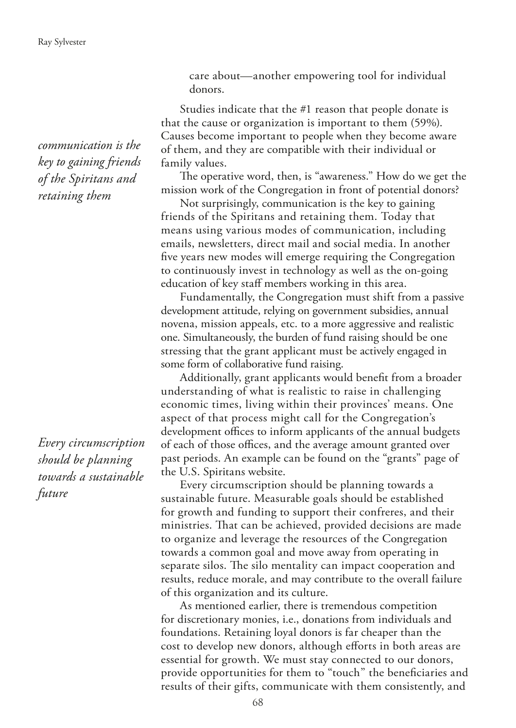care about—another empowering tool for individual donors.

Studies indicate that the #1 reason that people donate is that the cause or organization is important to them (59%). Causes become important to people when they become aware of them, and they are compatible with their individual or family values.

*communication is the key to gaining friends of the Spiritans and retaining them*

The operative word, then, is "awareness." How do we get the mission work of the Congregation in front of potential donors?

Not surprisingly, communication is the key to gaining friends of the Spiritans and retaining them. Today that means using various modes of communication, including emails, newsletters, direct mail and social media. In another five years new modes will emerge requiring the Congregation to continuously invest in technology as well as the on-going education of key staff members working in this area.

Fundamentally, the Congregation must shift from a passive development attitude, relying on government subsidies, annual novena, mission appeals, etc. to a more aggressive and realistic one. Simultaneously, the burden of fund raising should be one stressing that the grant applicant must be actively engaged in some form of collaborative fund raising.

Additionally, grant applicants would benefit from a broader understanding of what is realistic to raise in challenging economic times, living within their provinces' means. One aspect of that process might call for the Congregation's development offices to inform applicants of the annual budgets of each of those offices, and the average amount granted over past periods. An example can be found on the "grants" page of the U.S. Spiritans website.

*Every circumscription should be planning towards a sustainable future*

Every circumscription should be planning towards a sustainable future. Measurable goals should be established for growth and funding to support their confreres, and their ministries. That can be achieved, provided decisions are made to organize and leverage the resources of the Congregation towards a common goal and move away from operating in separate silos. The silo mentality can impact cooperation and results, reduce morale, and may contribute to the overall failure of this organization and its culture.

As mentioned earlier, there is tremendous competition for discretionary monies, i.e., donations from individuals and foundations. Retaining loyal donors is far cheaper than the cost to develop new donors, although efforts in both areas are essential for growth. We must stay connected to our donors, provide opportunities for them to "touch" the beneficiaries and results of their gifts, communicate with them consistently, and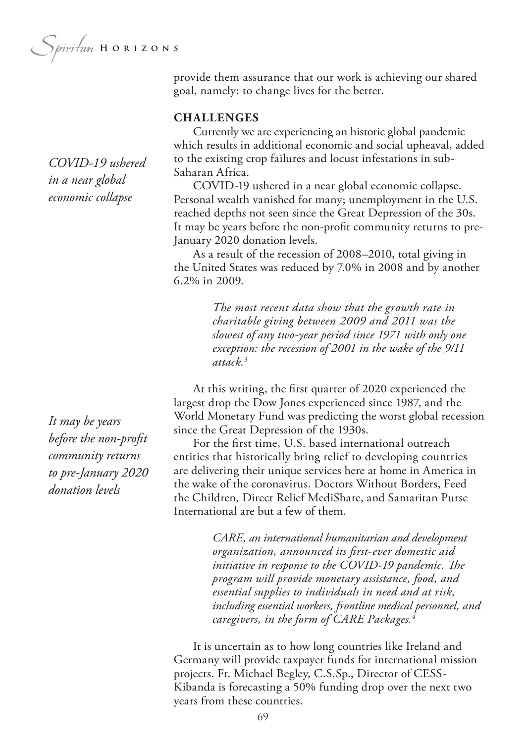provide them assurance that our work is achieving our shared goal, namely: to change lives for the better.

**CHALLENGES**

Currently we are experiencing an historic global pandemic which results in additional economic and social upheaval, added to the existing crop failures and locust infestations in sub-Saharan Africa.

*COVID-19 ushered in a near global economic collapse*

COVID-19 ushered in a near global economic collapse. Personal wealth vanished for many; unemployment in the U.S. reached depths not seen since the Great Depression of the 30s. It may be years before the non-profit community returns to pre-January 2020 donation levels.

As a result of the recession of 2008–2010, total giving in the United States was reduced by 7.0% in 2008 and by another 6.2% in 2009.

> *The most recent data show that the growth rate in charitable giving between 2009 and 2011 was the slowest of any two-year period since 1971 with only one exception: the recession of 2001 in the wake of the 9/11 attack.*[3]

At this writing, the first quarter of 2020 experienced the largest drop the Dow Jones experienced since 1987, and the World Monetary Fund was predicting the worst global recession since the Great Depression of the 1930s.

*It may be years before the non-profit community returns to pre-January 2020 donation levels*

For the first time, U.S. based international outreach entities that historically bring relief to developing countries are delivering their unique services here at home in America in the wake of the coronavirus. Doctors Without Borders, Feed the Children, Direct Relief MediShare, and Samaritan Purse International are but a few of them.

> *CARE, an international humanitarian and development organization, announced its first-ever domestic aid initiative in response to the COVID-19 pandemic. The program will provide monetary assistance, food, and essential supplies to individuals in need and at risk, including essential workers, frontline medical personnel, and caregivers, in the form of CARE Packages.*[4]

It is uncertain as to how long countries like Ireland and Germany will provide taxpayer funds for international mission projects. Fr. Michael Begley, C.S.Sp., Director of CESS-Kibanda is forecasting a 50% funding drop over the next two years from these countries.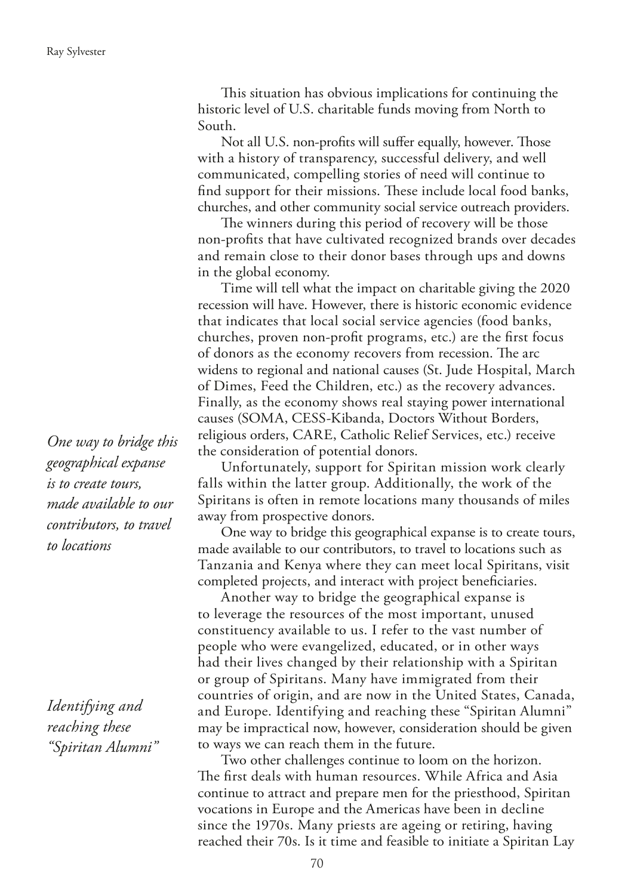This situation has obvious implications for continuing the historic level of U.S. charitable funds moving from North to South.

Not all U.S. non-profits will suffer equally, however. Those with a history of transparency, successful delivery, and well communicated, compelling stories of need will continue to find support for their missions. These include local food banks, churches, and other community social service outreach providers.

The winners during this period of recovery will be those non-profits that have cultivated recognized brands over decades and remain close to their donor bases through ups and downs in the global economy.

Time will tell what the impact on charitable giving the 2020 recession will have. However, there is historic economic evidence that indicates that local social service agencies (food banks, churches, proven non-profit programs, etc.) are the first focus of donors as the economy recovers from recession. The arc widens to regional and national causes (St. Jude Hospital, March of Dimes, Feed the Children, etc.) as the recovery advances. Finally, as the economy shows real staying power international causes (SOMA, CESS-Kibanda, Doctors Without Borders, religious orders, CARE, Catholic Relief Services, etc.) receive the consideration of potential donors.

Unfortunately, support for Spiritan mission work clearly falls within the latter group. Additionally, the work of the Spiritans is often in remote locations many thousands of miles away from prospective donors.

One way to bridge this geographical expanse is to create tours, made available to our contributors, to travel to locations such as Tanzania and Kenya where they can meet local Spiritans, visit completed projects, and interact with project beneficiaries.

Another way to bridge the geographical expanse is to leverage the resources of the most important, unused constituency available to us. I refer to the vast number of people who were evangelized, educated, or in other ways had their lives changed by their relationship with a Spiritan or group of Spiritans. Many have immigrated from their countries of origin, and are now in the United States, Canada, and Europe. Identifying and reaching these "Spiritan Alumni" may be impractical now, however, consideration should be given to ways we can reach them in the future.

Two other challenges continue to loom on the horizon. The first deals with human resources. While Africa and Asia continue to attract and prepare men for the priesthood, Spiritan vocations in Europe and the Americas have been in decline since the 1970s. Many priests are ageing or retiring, having reached their 70s. Is it time and feasible to initiate a Spiritan Lay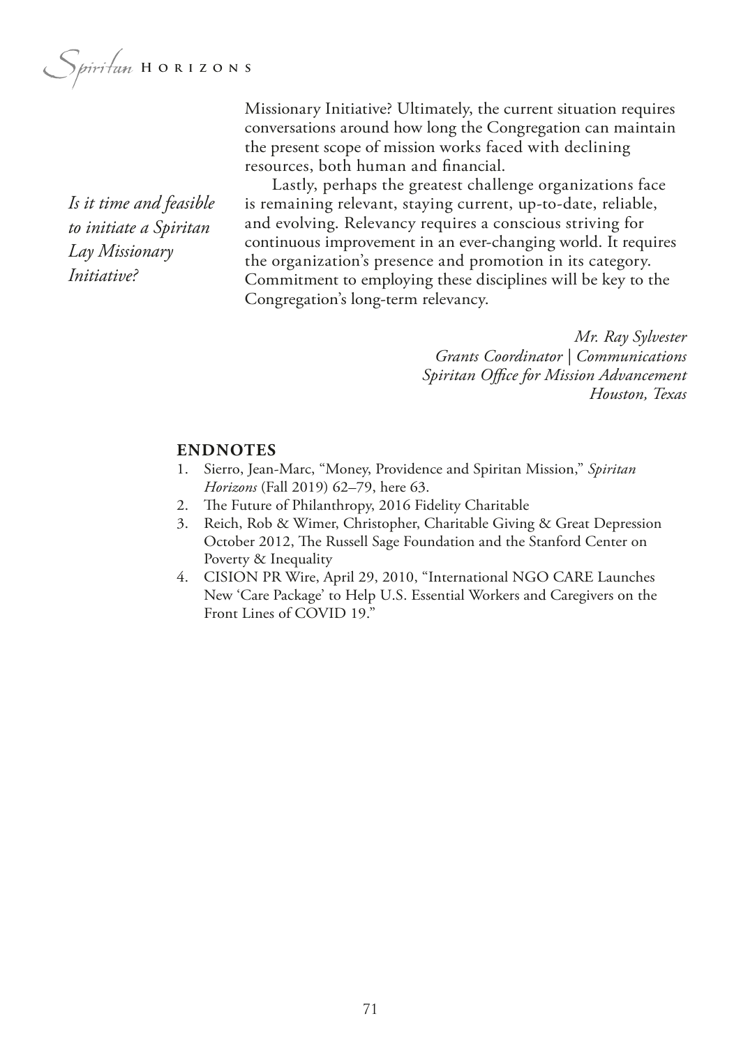Missionary Initiative? Ultimately, the current situation requires conversations around how long the Congregation can maintain the present scope of mission works faced with declining resources, both human and financial.

*Is it time and feasible to initiate a Spiritan Lay Missionary Initiative?*

Lastly, perhaps the greatest challenge organizations face is remaining relevant, staying current, up-to-date, reliable, and evolving. Relevancy requires a conscious striving for continuous improvement in an ever-changing world. It requires the organization's presence and promotion in its category. Commitment to employing these disciplines will be key to the Congregation's long-term relevancy.

*Mr. Ray Sylvester*
*Grants Coordinator | Communications*
*Spiritan Office for Mission Advancement*
*Houston, Texas*

## ENDNOTES

1. Sierro, Jean-Marc, "Money, Providence and Spiritan Mission," *Spiritan Horizons* (Fall 2019) 62–79, here 63.
2. The Future of Philanthropy, 2016 Fidelity Charitable
3. Reich, Rob & Wimer, Christopher, Charitable Giving & Great Depression October 2012, The Russell Sage Foundation and the Stanford Center on Poverty & Inequality
4. CISION PR Wire, April 29, 2010, "International NGO CARE Launches New 'Care Package' to Help U.S. Essential Workers and Caregivers on the Front Lines of COVID 19."